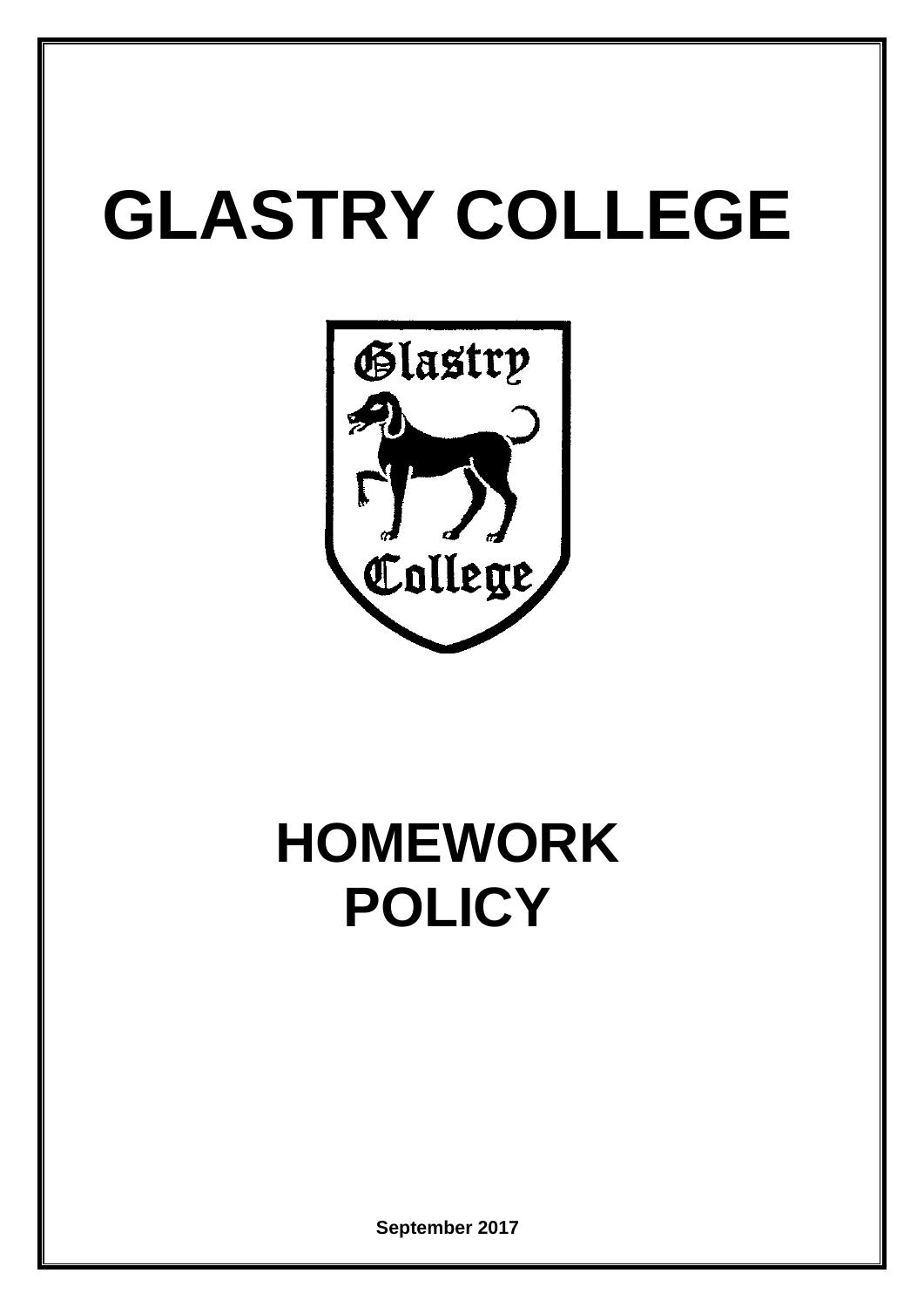# GLASTRY COLLEGE

# HOMEWORK POLICY

**September 2017**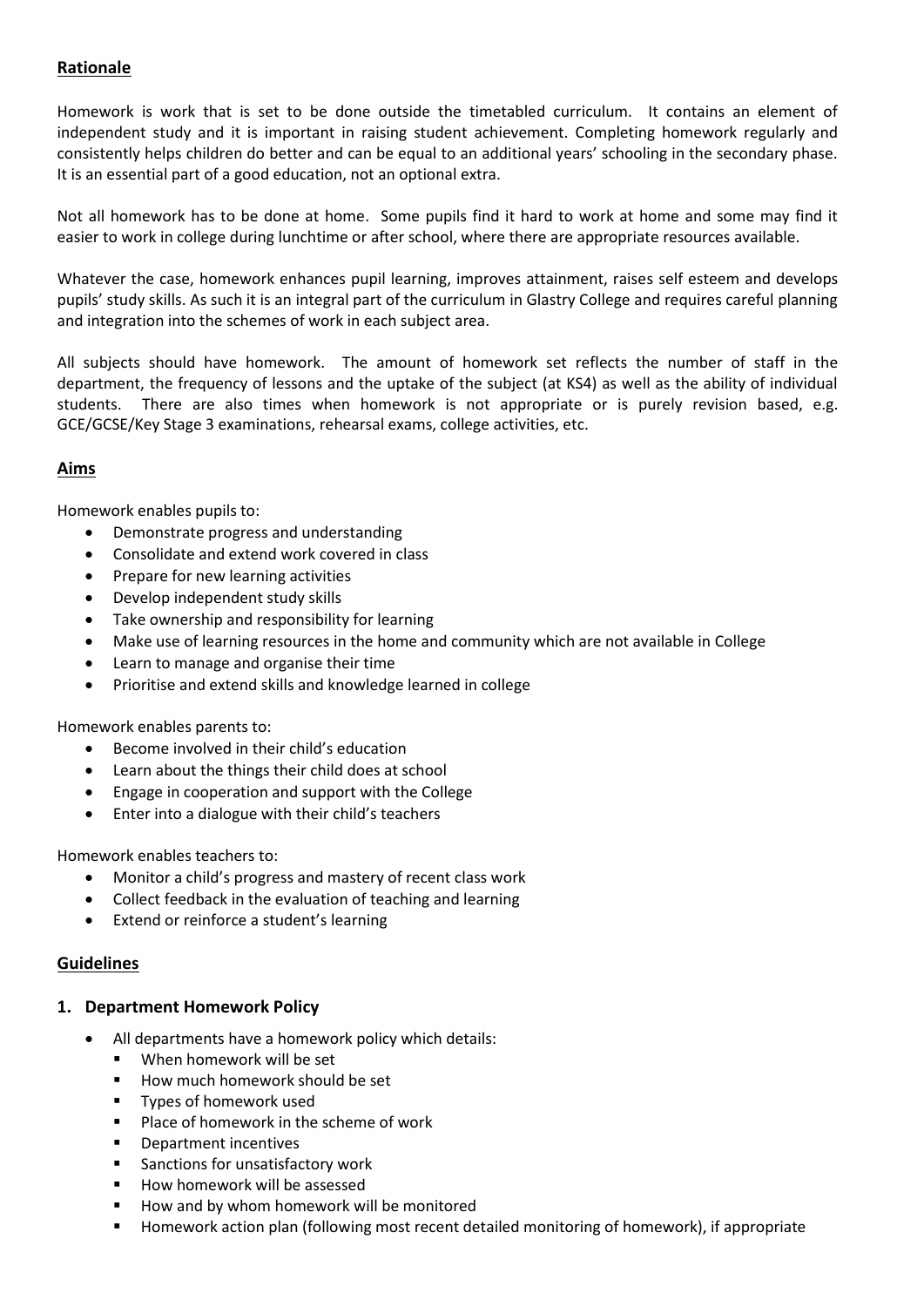## Rationale

Homework is work that is set to be done outside the timetabled curriculum. It contains an element of independent study and it is important in raising student achievement. Completing homework regularly and consistently helps children do better and can be equal to an additional years' schooling in the secondary phase. It is an essential part of a good education, not an optional extra.

Not all homework has to be done at home. Some pupils find it hard to work at home and some may find it easier to work in college during lunchtime or after school, where there are appropriate resources available.

Whatever the case, homework enhances pupil learning, improves attainment, raises self esteem and develops pupils' study skills. As such it is an integral part of the curriculum in Glastry College and requires careful planning and integration into the schemes of work in each subject area.

All subjects should have homework. The amount of homework set reflects the number of staff in the department, the frequency of lessons and the uptake of the subject (at KS4) as well as the ability of individual students. There are also times when homework is not appropriate or is purely revision based, e.g. GCE/GCSE/Key Stage 3 examinations, rehearsal exams, college activities, etc.

## Aims

Homework enables pupils to:

- Demonstrate progress and understanding
- Consolidate and extend work covered in class
- Prepare for new learning activities
- Develop independent study skills
- Take ownership and responsibility for learning
- Make use of learning resources in the home and community which are not available in College
- Learn to manage and organise their time
- Prioritise and extend skills and knowledge learned in college

Homework enables parents to:

- Become involved in their child's education
- Learn about the things their child does at school
- Engage in cooperation and support with the College
- Enter into a dialogue with their child's teachers

Homework enables teachers to:

- Monitor a child's progress and mastery of recent class work
- Collect feedback in the evaluation of teaching and learning
- Extend or reinforce a student's learning

## Guidelines

### 1. Department Homework Policy

- All departments have a homework policy which details:
  - When homework will be set
  - How much homework should be set
  - Types of homework used
  - Place of homework in the scheme of work
  - Department incentives
  - Sanctions for unsatisfactory work
  - How homework will be assessed
  - How and by whom homework will be monitored
  - Homework action plan (following most recent detailed monitoring of homework), if appropriate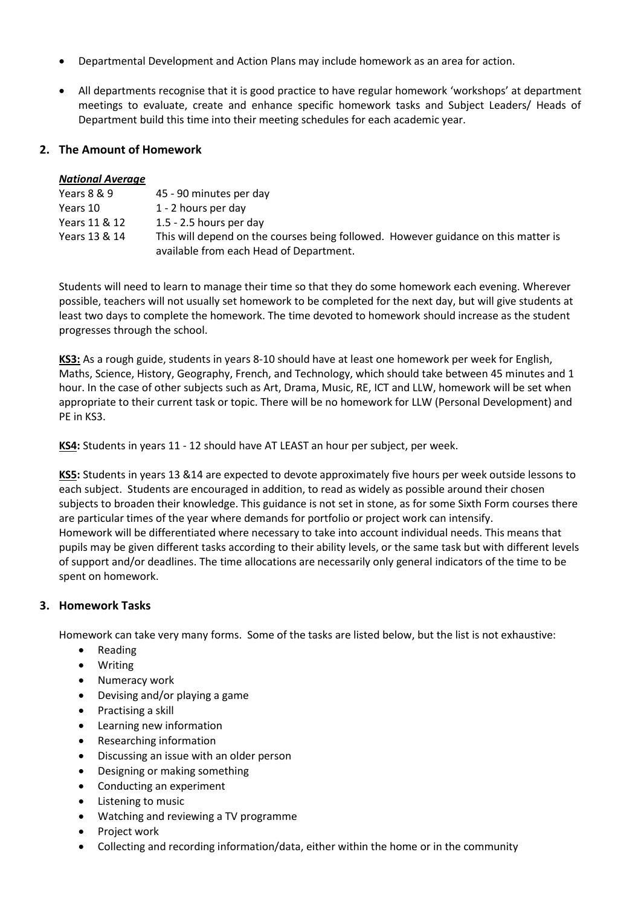- Departmental Development and Action Plans may include homework as an area for action.

- All departments recognise that it is good practice to have regular homework 'workshops' at department meetings to evaluate, create and enhance specific homework tasks and Subject Leaders/ Heads of Department build this time into their meeting schedules for each academic year.

## 2. The Amount of Homework

***National Average***

| | |
|---|---|
| Years 8 & 9 | 45 - 90 minutes per day |
| Years 10 | 1 - 2 hours per day |
| Years 11 & 12 | 1.5 - 2.5 hours per day |
| Years 13 & 14 | This will depend on the courses being followed. However guidance on this matter is available from each Head of Department. |

Students will need to learn to manage their time so that they do some homework each evening. Wherever possible, teachers will not usually set homework to be completed for the next day, but will give students at least two days to complete the homework. The time devoted to homework should increase as the student progresses through the school.

**KS3:** As a rough guide, students in years 8-10 should have at least one homework per week for English, Maths, Science, History, Geography, French, and Technology, which should take between 45 minutes and 1 hour. In the case of other subjects such as Art, Drama, Music, RE, ICT and LLW, homework will be set when appropriate to their current task or topic. There will be no homework for LLW (Personal Development) and PE in KS3.

**KS4:** Students in years 11 - 12 should have AT LEAST an hour per subject, per week.

**KS5:** Students in years 13 &14 are expected to devote approximately five hours per week outside lessons to each subject. Students are encouraged in addition, to read as widely as possible around their chosen subjects to broaden their knowledge. This guidance is not set in stone, as for some Sixth Form courses there are particular times of the year where demands for portfolio or project work can intensify.
Homework will be differentiated where necessary to take into account individual needs. This means that pupils may be given different tasks according to their ability levels, or the same task but with different levels of support and/or deadlines. The time allocations are necessarily only general indicators of the time to be spent on homework.

## 3. Homework Tasks

Homework can take very many forms. Some of the tasks are listed below, but the list is not exhaustive:

- Reading
- Writing
- Numeracy work
- Devising and/or playing a game
- Practising a skill
- Learning new information
- Researching information
- Discussing an issue with an older person
- Designing or making something
- Conducting an experiment
- Listening to music
- Watching and reviewing a TV programme
- Project work
- Collecting and recording information/data, either within the home or in the community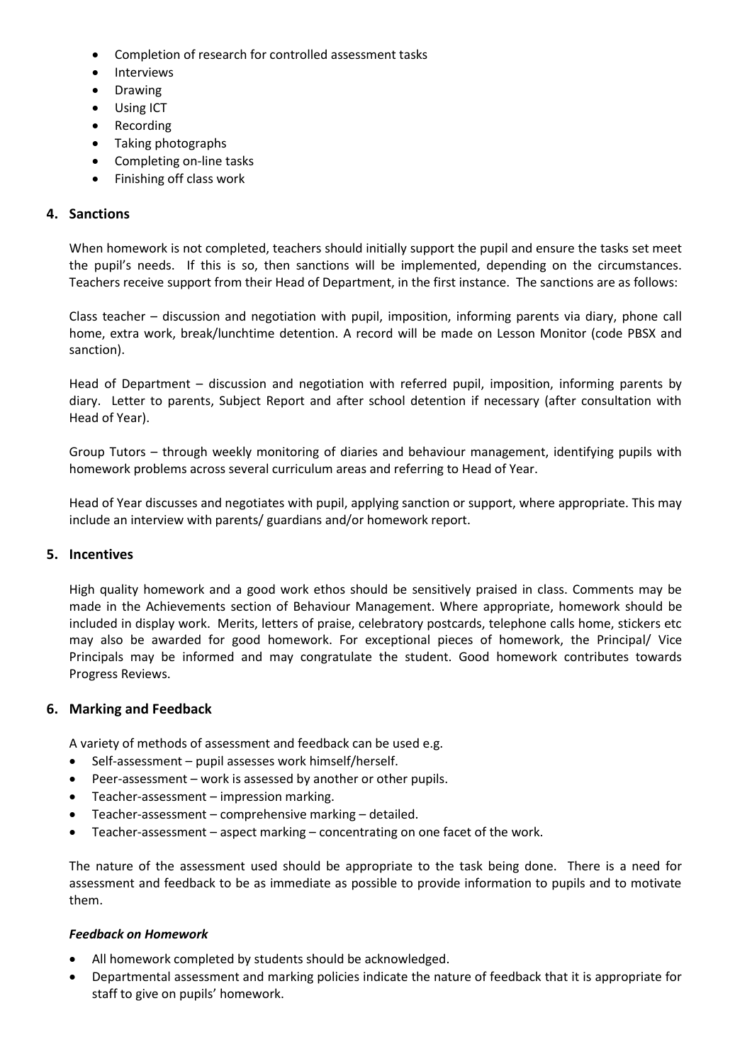- Completion of research for controlled assessment tasks
- Interviews
- Drawing
- Using ICT
- Recording
- Taking photographs
- Completing on-line tasks
- Finishing off class work

## 4. Sanctions

When homework is not completed, teachers should initially support the pupil and ensure the tasks set meet the pupil's needs. If this is so, then sanctions will be implemented, depending on the circumstances. Teachers receive support from their Head of Department, in the first instance. The sanctions are as follows:

Class teacher – discussion and negotiation with pupil, imposition, informing parents via diary, phone call home, extra work, break/lunchtime detention. A record will be made on Lesson Monitor (code PBSX and sanction).

Head of Department – discussion and negotiation with referred pupil, imposition, informing parents by diary. Letter to parents, Subject Report and after school detention if necessary (after consultation with Head of Year).

Group Tutors – through weekly monitoring of diaries and behaviour management, identifying pupils with homework problems across several curriculum areas and referring to Head of Year.

Head of Year discusses and negotiates with pupil, applying sanction or support, where appropriate. This may include an interview with parents/ guardians and/or homework report.

## 5. Incentives

High quality homework and a good work ethos should be sensitively praised in class. Comments may be made in the Achievements section of Behaviour Management. Where appropriate, homework should be included in display work. Merits, letters of praise, celebratory postcards, telephone calls home, stickers etc may also be awarded for good homework. For exceptional pieces of homework, the Principal/ Vice Principals may be informed and may congratulate the student. Good homework contributes towards Progress Reviews.

## 6. Marking and Feedback

A variety of methods of assessment and feedback can be used e.g.

- Self-assessment – pupil assesses work himself/herself.
- Peer-assessment – work is assessed by another or other pupils.
- Teacher-assessment – impression marking.
- Teacher-assessment – comprehensive marking – detailed.
- Teacher-assessment – aspect marking – concentrating on one facet of the work.

The nature of the assessment used should be appropriate to the task being done. There is a need for assessment and feedback to be as immediate as possible to provide information to pupils and to motivate them.

***Feedback on Homework***

- All homework completed by students should be acknowledged.
- Departmental assessment and marking policies indicate the nature of feedback that it is appropriate for staff to give on pupils' homework.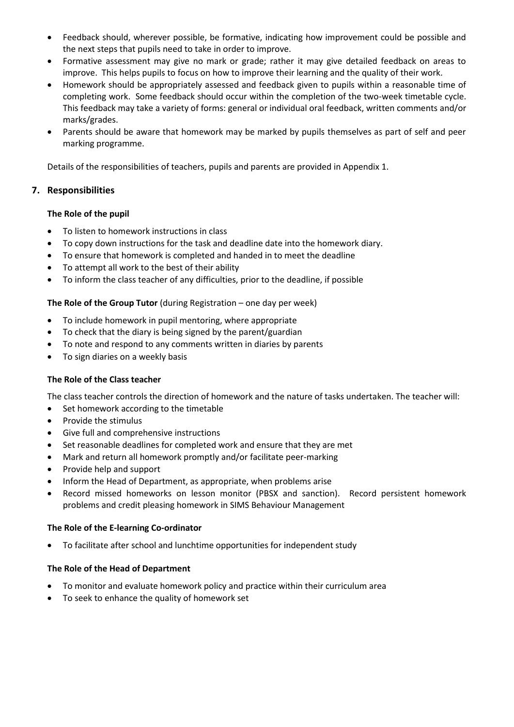- Feedback should, wherever possible, be formative, indicating how improvement could be possible and the next steps that pupils need to take in order to improve.
- Formative assessment may give no mark or grade; rather it may give detailed feedback on areas to improve. This helps pupils to focus on how to improve their learning and the quality of their work.
- Homework should be appropriately assessed and feedback given to pupils within a reasonable time of completing work. Some feedback should occur within the completion of the two-week timetable cycle. This feedback may take a variety of forms: general or individual oral feedback, written comments and/or marks/grades.
- Parents should be aware that homework may be marked by pupils themselves as part of self and peer marking programme.

Details of the responsibilities of teachers, pupils and parents are provided in Appendix 1.

## 7. Responsibilities

**The Role of the pupil**

- To listen to homework instructions in class
- To copy down instructions for the task and deadline date into the homework diary.
- To ensure that homework is completed and handed in to meet the deadline
- To attempt all work to the best of their ability
- To inform the class teacher of any difficulties, prior to the deadline, if possible

**The Role of the Group Tutor** (during Registration – one day per week)

- To include homework in pupil mentoring, where appropriate
- To check that the diary is being signed by the parent/guardian
- To note and respond to any comments written in diaries by parents
- To sign diaries on a weekly basis

**The Role of the Class teacher**

The class teacher controls the direction of homework and the nature of tasks undertaken. The teacher will:

- Set homework according to the timetable
- Provide the stimulus
- Give full and comprehensive instructions
- Set reasonable deadlines for completed work and ensure that they are met
- Mark and return all homework promptly and/or facilitate peer-marking
- Provide help and support
- Inform the Head of Department, as appropriate, when problems arise
- Record missed homeworks on lesson monitor (PBSX and sanction). Record persistent homework problems and credit pleasing homework in SIMS Behaviour Management

**The Role of the E-learning Co-ordinator**

- To facilitate after school and lunchtime opportunities for independent study

**The Role of the Head of Department**

- To monitor and evaluate homework policy and practice within their curriculum area
- To seek to enhance the quality of homework set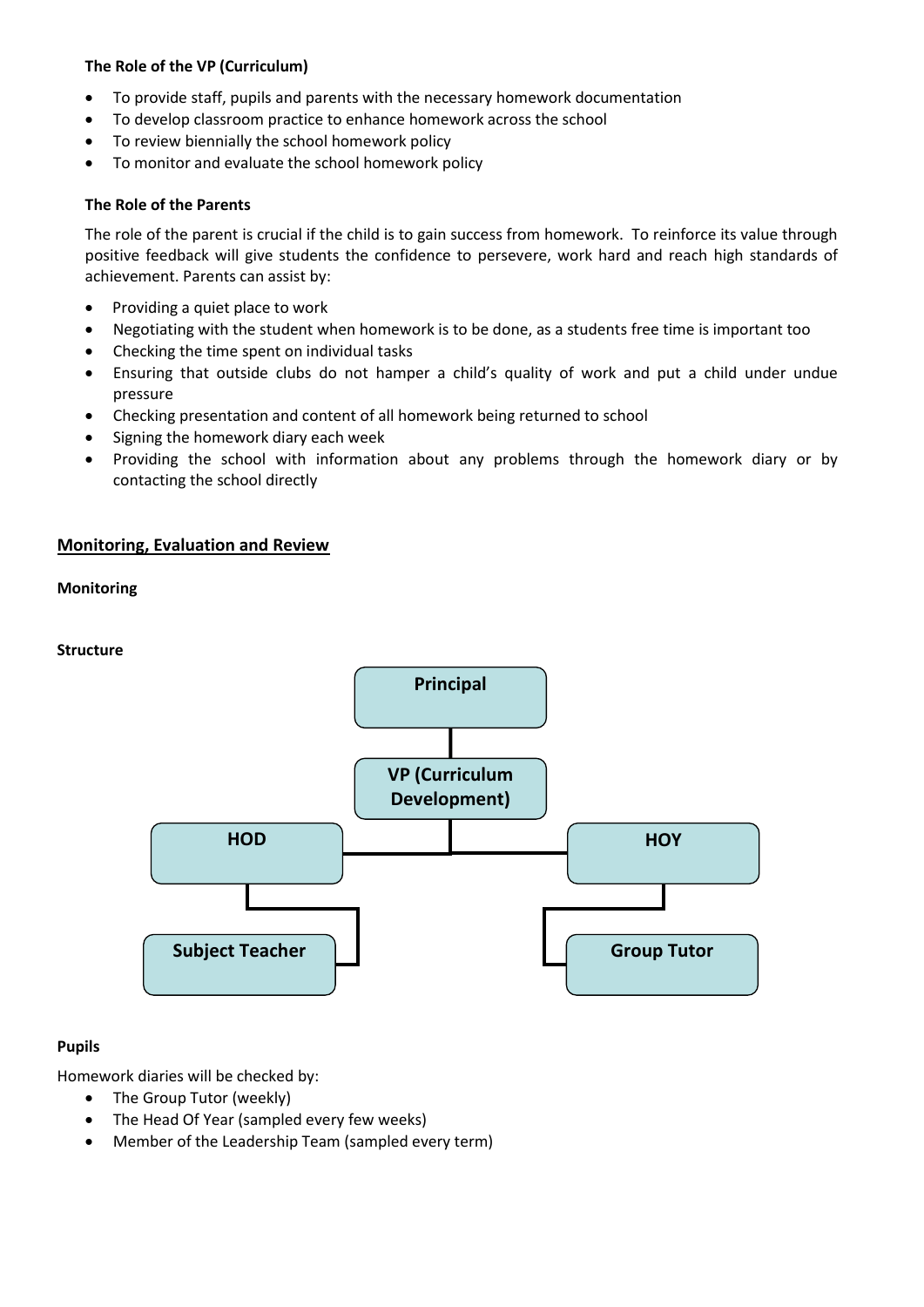**The Role of the VP (Curriculum)**

- To provide staff, pupils and parents with the necessary homework documentation
- To develop classroom practice to enhance homework across the school
- To review biennially the school homework policy
- To monitor and evaluate the school homework policy

**The Role of the Parents**

The role of the parent is crucial if the child is to gain success from homework. To reinforce its value through positive feedback will give students the confidence to persevere, work hard and reach high standards of achievement. Parents can assist by:

- Providing a quiet place to work
- Negotiating with the student when homework is to be done, as a students free time is important too
- Checking the time spent on individual tasks
- Ensuring that outside clubs do not hamper a child's quality of work and put a child under undue pressure
- Checking presentation and content of all homework being returned to school
- Signing the homework diary each week
- Providing the school with information about any problems through the homework diary or by contacting the school directly

## Monitoring, Evaluation and Review

**Monitoring**

**Structure**

Principal

VP (Curriculum Development)

HOD

HOY

Subject Teacher

Group Tutor

**Pupils**

Homework diaries will be checked by:

- The Group Tutor (weekly)
- The Head Of Year (sampled every few weeks)
- Member of the Leadership Team (sampled every term)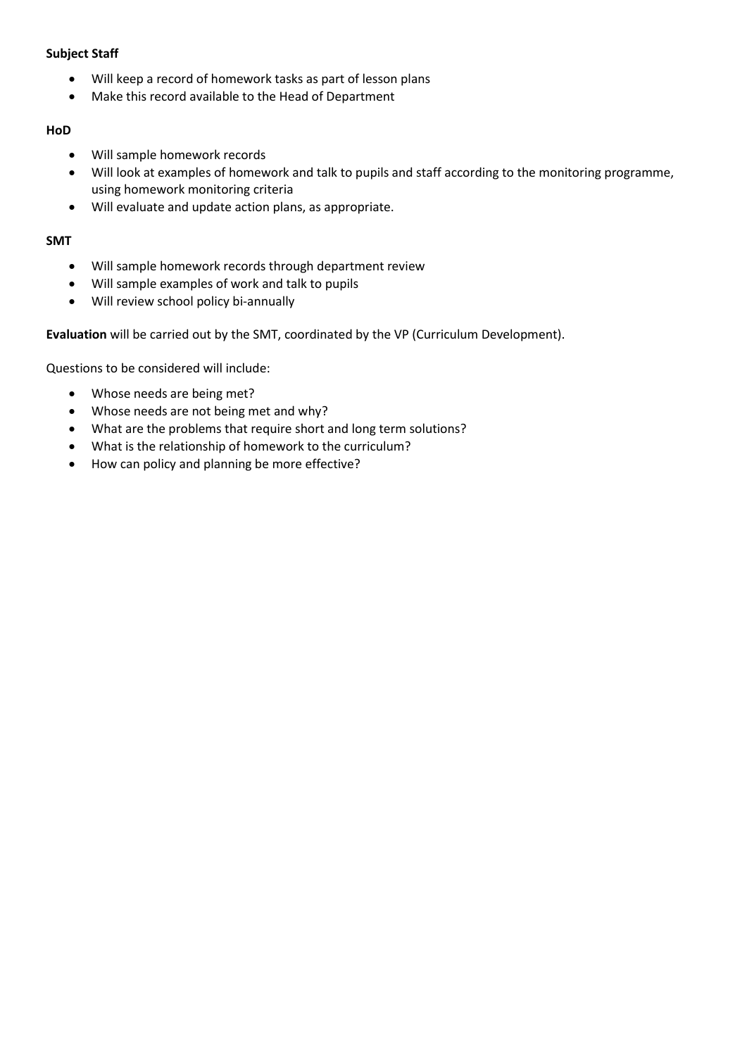**Subject Staff**

- Will keep a record of homework tasks as part of lesson plans
- Make this record available to the Head of Department

**HoD**

- Will sample homework records
- Will look at examples of homework and talk to pupils and staff according to the monitoring programme, using homework monitoring criteria
- Will evaluate and update action plans, as appropriate.

**SMT**

- Will sample homework records through department review
- Will sample examples of work and talk to pupils
- Will review school policy bi-annually

**Evaluation** will be carried out by the SMT, coordinated by the VP (Curriculum Development).

Questions to be considered will include:

- Whose needs are being met?
- Whose needs are not being met and why?
- What are the problems that require short and long term solutions?
- What is the relationship of homework to the curriculum?
- How can policy and planning be more effective?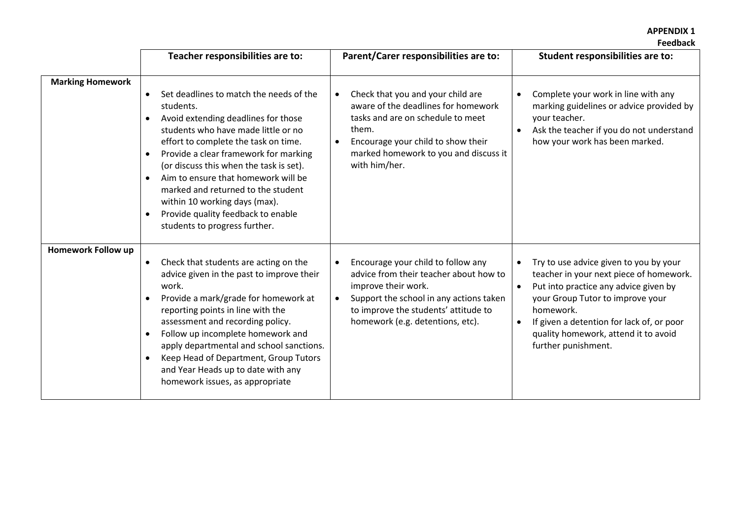**APPENDIX 1**
**Feedback**

| | Teacher responsibilities are to: | Parent/Carer responsibilities are to: | Student responsibilities are to: |
|---|---|---|---|
| **Marking Homework** | • Set deadlines to match the needs of the students.<br>• Avoid extending deadlines for those students who have made little or no effort to complete the task on time.<br>• Provide a clear framework for marking (or discuss this when the task is set).<br>• Aim to ensure that homework will be marked and returned to the student within 10 working days (max).<br>• Provide quality feedback to enable students to progress further. | • Check that you and your child are aware of the deadlines for homework tasks and are on schedule to meet them.<br>• Encourage your child to show their marked homework to you and discuss it with him/her. | • Complete your work in line with any marking guidelines or advice provided by your teacher.<br>• Ask the teacher if you do not understand how your work has been marked. |
| **Homework Follow up** | • Check that students are acting on the advice given in the past to improve their work.<br>• Provide a mark/grade for homework at reporting points in line with the assessment and recording policy.<br>• Follow up incomplete homework and apply departmental and school sanctions.<br>• Keep Head of Department, Group Tutors and Year Heads up to date with any homework issues, as appropriate | • Encourage your child to follow any advice from their teacher about how to improve their work.<br>• Support the school in any actions taken to improve the students' attitude to homework (e.g. detentions, etc). | • Try to use advice given to you by your teacher in your next piece of homework.<br>• Put into practice any advice given by your Group Tutor to improve your homework.<br>• If given a detention for lack of, or poor quality homework, attend it to avoid further punishment. |